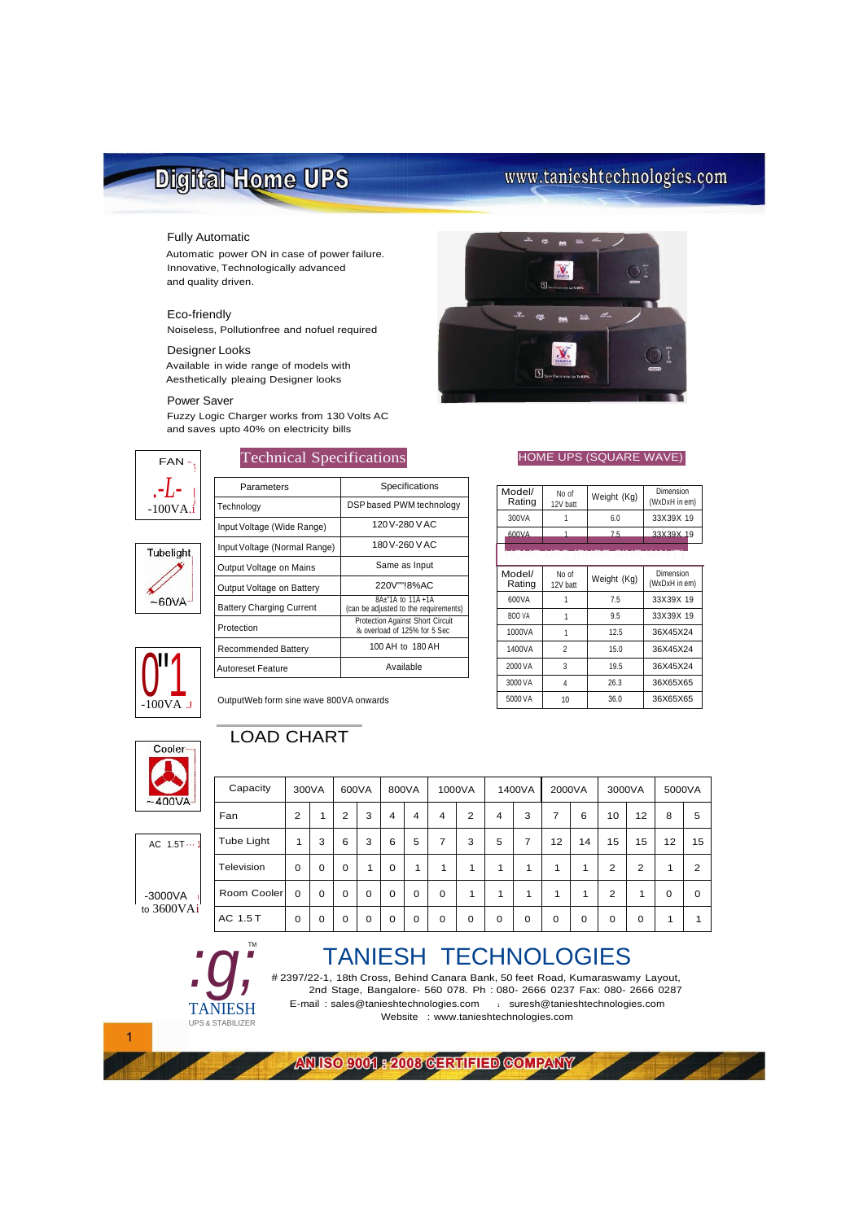# Digital Home UPS

www.tanieshtechnologies.com

### Fully Automatic

Automatic power ON in case of power failure. Innovative, Technologically advanced and quality driven.

### Eco-friendly

Noiseless, Pollutionfree and nofuel required

### Designer Looks

Available in wide range of models with Aesthetically pleaing Designer looks

### Power Saver

Fuzzy Logic Charger works from 130 Volts AC and saves upto 40% on electricity bills

FAN ~100VA

Tubelight ~60VA

~100VA

Cooler ~400VA

AC 1.5T ~3000VA to 3600VA

## Technical Specifications

| Parameters | Specifications |
|---|---|
| Technology | DSP based PWM technology |
| Input Voltage (Wide Range) | 120 V-280 V AC |
| Input Voltage (Normal Range) | 180 V-260 V AC |
| Output Voltage on Mains | Same as Input |
| Output Voltage on Battery | 220V""!8%AC |
| Battery Charging Current | 8A±'1A to 11A +1A (can be adjusted to the requirements) |
| Protection | Protection Against Short Circuit & overload of 125% for 5 Sec |
| Recommended Battery | 100 AH to 180 AH |
| Autoreset Feature | Available |

OutputWeb form sine wave 800VA onwards

## HOME UPS (SQUARE WAVE)

| Model/ Rating | No of 12V batt | Weight (Kg) | Dimension (WxDxH in em) |
|---|---|---|---|
| 300VA | 1 | 6.0 | 33X39X 19 |
| 600VA | 1 | 7.5 | 33X39X 19 |

## HOME UPS (PURE SINE WAVE)

| Model/ Rating | No of 12V batt | Weight (Kg) | Dimension (WxDxH in em) |
|---|---|---|---|
| 600VA | 1 | 7.5 | 33X39X 19 |
| 800 VA | 1 | 9.5 | 33X39X 19 |
| 1000VA | 1 | 12.5 | 36X45X24 |
| 1400VA | 2 | 15.0 | 36X45X24 |
| 2000 VA | 3 | 19.5 | 36X45X24 |
| 3000 VA | 4 | 26.3 | 36X65X65 |
| 5000 VA | 10 | 36.0 | 36X65X65 |

## LOAD CHART

| Capacity | 300VA | | 600VA | | 800VA | | 1000VA | | 1400VA | | 2000VA | | 3000VA | | 5000VA | |
|---|---|---|---|---|---|---|---|---|---|---|---|---|---|---|---|---|
| Fan | 2 | 1 | 2 | 3 | 4 | 4 | 4 | 2 | 4 | 3 | 7 | 6 | 10 | 12 | 8 | 5 |
| Tube Light | 1 | 3 | 6 | 3 | 6 | 5 | 7 | 3 | 5 | 7 | 12 | 14 | 15 | 15 | 12 | 15 |
| Television | 0 | 0 | 0 | 1 | 0 | 1 | 1 | 1 | 1 | 1 | 1 | 1 | 2 | 2 | 1 | 2 |
| Room Cooler | 0 | 0 | 0 | 0 | 0 | 0 | 0 | 1 | 1 | 1 | 1 | 1 | 2 | 1 | 0 | 0 |
| AC 1.5 T | 0 | 0 | 0 | 0 | 0 | 0 | 0 | 0 | 0 | 0 | 0 | 0 | 0 | 0 | 1 | 1 |

TANIESH UPS & STABILIZER

# TANIESH TECHNOLOGIES

# 2397/22-1, 18th Cross, Behind Canara Bank, 50 feet Road, Kumaraswamy Layout, 2nd Stage, Bangalore- 560 078. Ph : 080- 2666 0237 Fax: 080- 2666 0287
E-mail : sales@tanieshtechnologies.com ; suresh@tanieshtechnologies.com
Website : www.tanieshtechnologies.com

AN ISO 9001 : 2008 CERTIFIED COMPANY